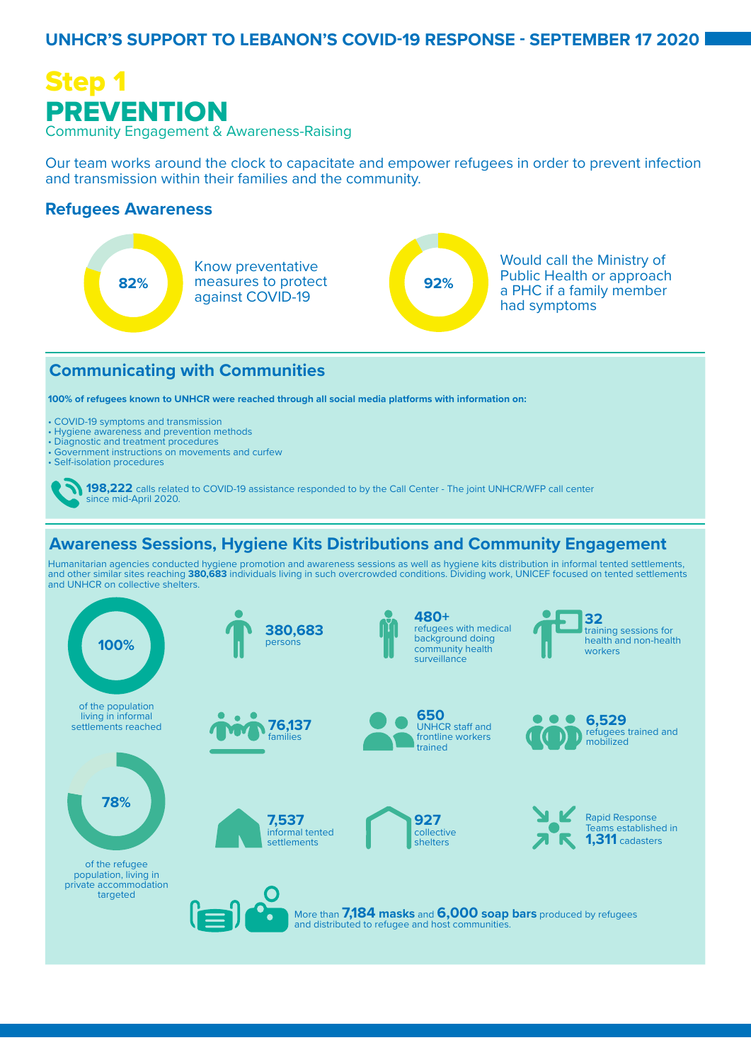# UNHCR'S SUPPORT TO LEBANON'S COVID-19 RESPONSE - SEPTEMBER 17 2020

## Step 1
# PREVENTION

Community Engagement & Awareness-Raising

Our team works around the clock to capacitate and empower refugees in order to prevent infection and transmission within their families and the community.

### Refugees Awareness

**82%** Know preventative measures to protect against COVID-19

**92%** Would call the Ministry of Public Health or approach a PHC if a family member had symptoms

### Communicating with Communities

**100% of refugees known to UNHCR were reached through all social media platforms with information on:**

- COVID-19 symptoms and transmission
- Hygiene awareness and prevention methods
- Diagnostic and treatment procedures
- Government instructions on movements and curfew
- Self-isolation procedures

**198,222** calls related to COVID-19 assistance responded to by the Call Center - The joint UNHCR/WFP call center since mid-April 2020.

### Awareness Sessions, Hygiene Kits Distributions and Community Engagement

Humanitarian agencies conducted hygiene promotion and awareness sessions as well as hygiene kits distribution in informal tented settlements, and other similar sites reaching **380,683** individuals living in such overcrowded conditions. Dividing work, UNICEF focused on tented settlements and UNHCR on collective shelters.

**100%** of the population living in informal settlements reached

**78%** of the refugee population, living in private accommodation targeted

**380,683** persons

**76,137** families

**7,537** informal tented settlements

**480+** refugees with medical background doing community health surveillance

**650** UNHCR staff and frontline workers trained

**927** collective shelters

**32** training sessions for health and non-health workers

**6,529** refugees trained and mobilized

Rapid Response Teams established in **1,311** cadasters

More than **7,184 masks** and **6,000 soap bars** produced by refugees and distributed to refugee and host communities.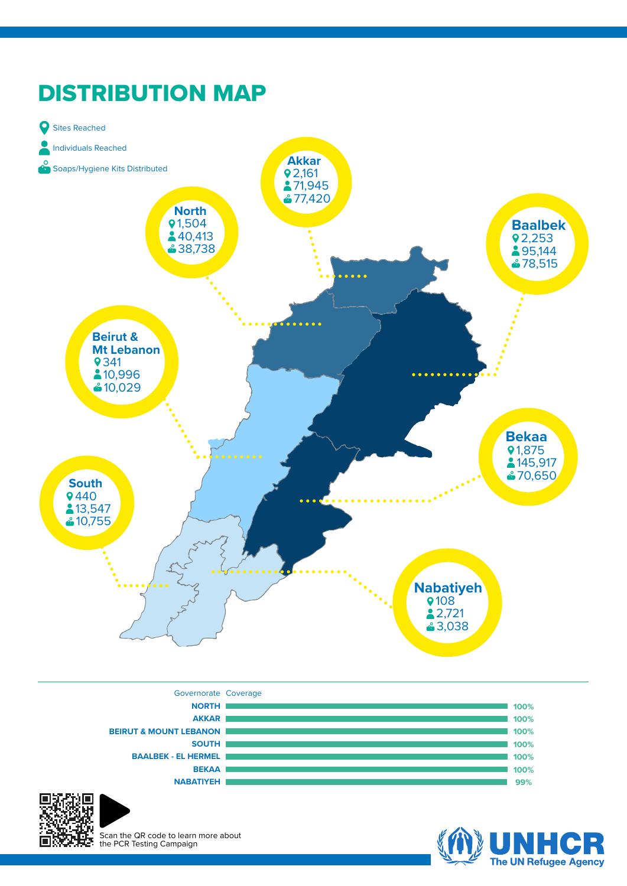# DISTRIBUTION MAP

- Sites Reached
- Individuals Reached
- Soaps/Hygiene Kits Distributed

| Region | Sites Reached | Individuals Reached | Soaps/Hygiene Kits Distributed |
|---|---|---|---|
| Akkar | 2,161 | 71,945 | 77,420 |
| North | 1,504 | 40,413 | 38,738 |
| Baalbek | 2,253 | 95,144 | 78,515 |
| Beirut & Mt Lebanon | 341 | 10,996 | 10,029 |
| Bekaa | 1,875 | 145,917 | 70,650 |
| South | 440 | 13,547 | 10,755 |
| Nabatiyeh | 108 | 2,721 | 3,038 |

| Governorate | Coverage |
|---|---|
| NORTH | 100% |
| AKKAR | 100% |
| BEIRUT & MOUNT LEBANON | 100% |
| SOUTH | 100% |
| BAALBEK - EL HERMEL | 100% |
| BEKAA | 100% |
| NABATIYEH | 99% |

Scan the QR code to learn more about the PCR Testing Campaign

UNHCR The UN Refugee Agency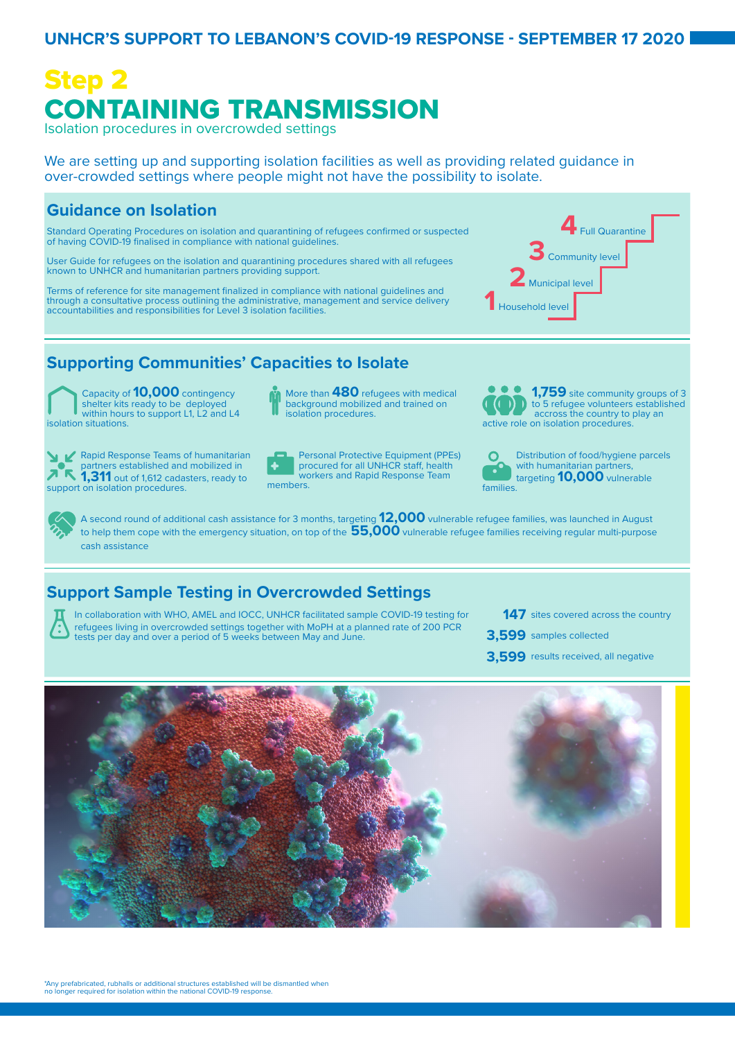# Step 2
# CONTAINING TRANSMISSION

Isolation procedures in overcrowded settings

We are setting up and supporting isolation facilities as well as providing related guidance in over-crowded settings where people might not have the possibility to isolate.

## Guidance on Isolation

Standard Operating Procedures on isolation and quarantining of refugees confirmed or suspected of having COVID-19 finalised in compliance with national guidelines.

User Guide for refugees on the isolation and quarantining procedures shared with all refugees known to UNHCR and humanitarian partners providing support.

Terms of reference for site management finalized in compliance with national guidelines and through a consultative process outlining the administrative, management and service delivery accountabilities and responsibilities for Level 3 isolation facilities.

- **4** Full Quarantine
- **3** Community level
- **2** Municipal level
- **1** Household level

## Supporting Communities' Capacities to Isolate

Capacity of **10,000** contingency shelter kits ready to be deployed within hours to support L1, L2 and L4 isolation situations.

More than **480** refugees with medical background mobilized and trained on isolation procedures.

**1,759** site community groups of 3 to 5 refugee volunteers established accross the country to play an active role on isolation procedures.

Rapid Response Teams of humanitarian partners established and mobilized in **1,311** out of 1,612 cadasters, ready to support on isolation procedures.

Personal Protective Equipment (PPEs) procured for all UNHCR staff, health workers and Rapid Response Team members.

Distribution of food/hygiene parcels with humanitarian partners, targeting **10,000** vulnerable families.

A second round of additional cash assistance for 3 months, targeting **12,000** vulnerable refugee families, was launched in August to help them cope with the emergency situation, on top of the **55,000** vulnerable refugee families receiving regular multi-purpose cash assistance

## Support Sample Testing in Overcrowded Settings

In collaboration with WHO, AMEL and IOCC, UNHCR facilitated sample COVID-19 testing for refugees living in overcrowded settings together with MoPH at a planned rate of 200 PCR tests per day and over a period of 5 weeks between May and June.

- **147** sites covered across the country
- **3,599** samples collected
- **3,599** results received, all negative

*Any prefabricated, rubhalls or additional structures established will be dismantled when no longer required for isolation within the national COVID-19 response.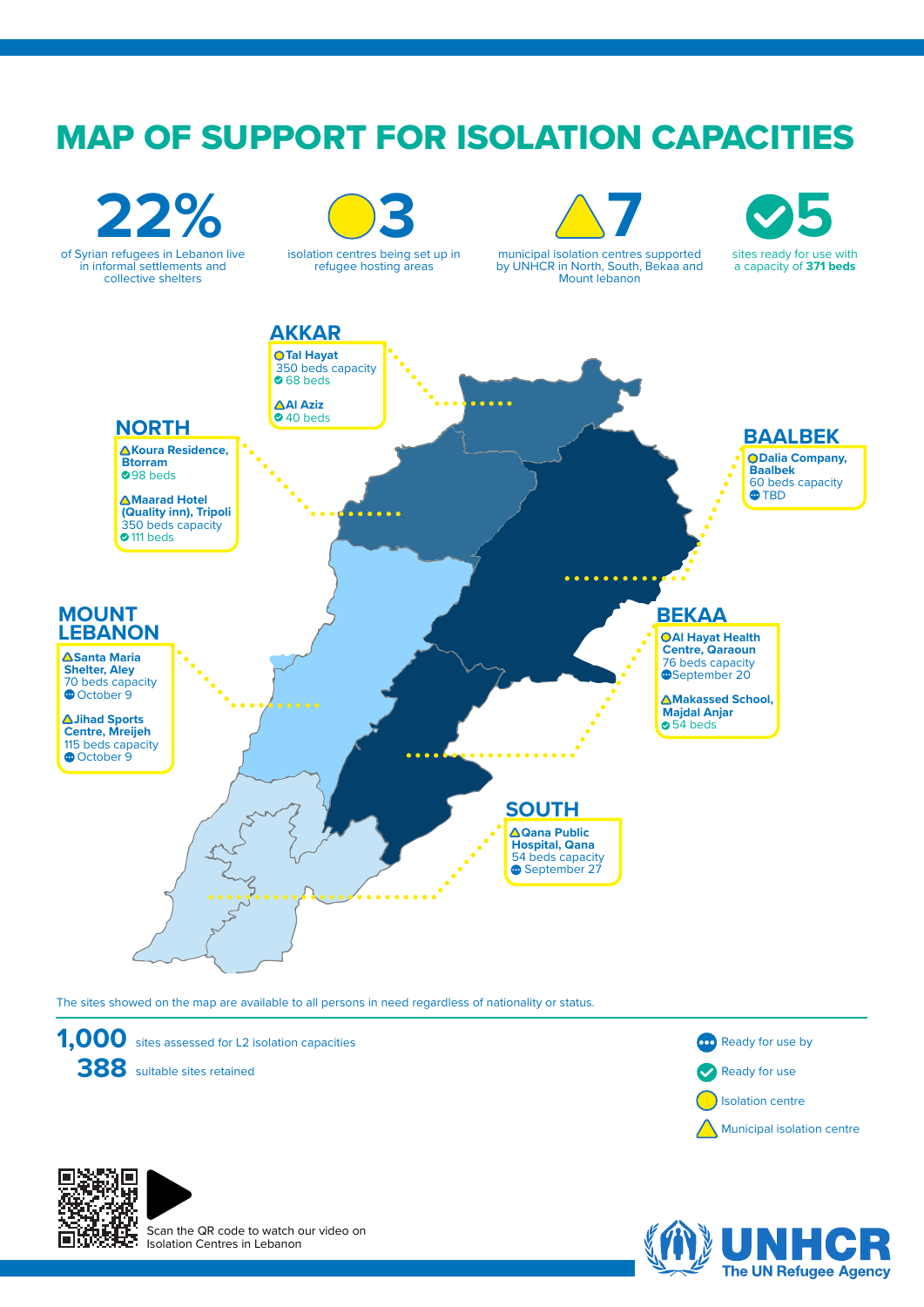# MAP OF SUPPORT FOR ISOLATION CAPACITIES

**22%** of Syrian refugees in Lebanon live in informal settlements and collective shelters

**3** isolation centres being set up in refugee hosting areas

**7** municipal isolation centres supported by UNHCR in North, South, Bekaa and Mount lebanon

**5** sites ready for use with a capacity of **371 beds**

## AKKAR

- **Tal Hayat** (Isolation centre)
  350 beds capacity
  68 beds (Ready for use)
- **Al Aziz** (Municipal isolation centre)
  40 beds (Ready for use)

## NORTH

- **Koura Residence, Btorram** (Municipal isolation centre)
  98 beds (Ready for use)
- **Maarad Hotel (Quality inn), Tripoli** (Municipal isolation centre)
  350 beds capacity
  111 beds (Ready for use)

## BAALBEK

- **Dalia Company, Baalbek** (Isolation centre)
  60 beds capacity
  TBD (Ready for use by)

## MOUNT LEBANON

- **Santa Maria Shelter, Aley** (Municipal isolation centre)
  70 beds capacity
  October 9 (Ready for use by)
- **Jihad Sports Centre, Mreijeh** (Municipal isolation centre)
  115 beds capacity
  October 9 (Ready for use by)

## BEKAA

- **Al Hayat Health Centre, Qaraoun** (Isolation centre)
  76 beds capacity
  September 20 (Ready for use by)
- **Makassed School, Majdal Anjar** (Municipal isolation centre)
  54 beds (Ready for use)

## SOUTH

- **Qana Public Hospital, Qana** (Municipal isolation centre)
  54 beds capacity
  September 27 (Ready for use by)

The sites showed on the map are available to all persons in need regardless of nationality or status.

**1,000** sites assessed for L2 isolation capacities

**388** suitable sites retained

Legend:
- Ready for use by
- Ready for use
- Isolation centre
- Municipal isolation centre

Scan the QR code to watch our video on Isolation Centres in Lebanon

UNHCR The UN Refugee Agency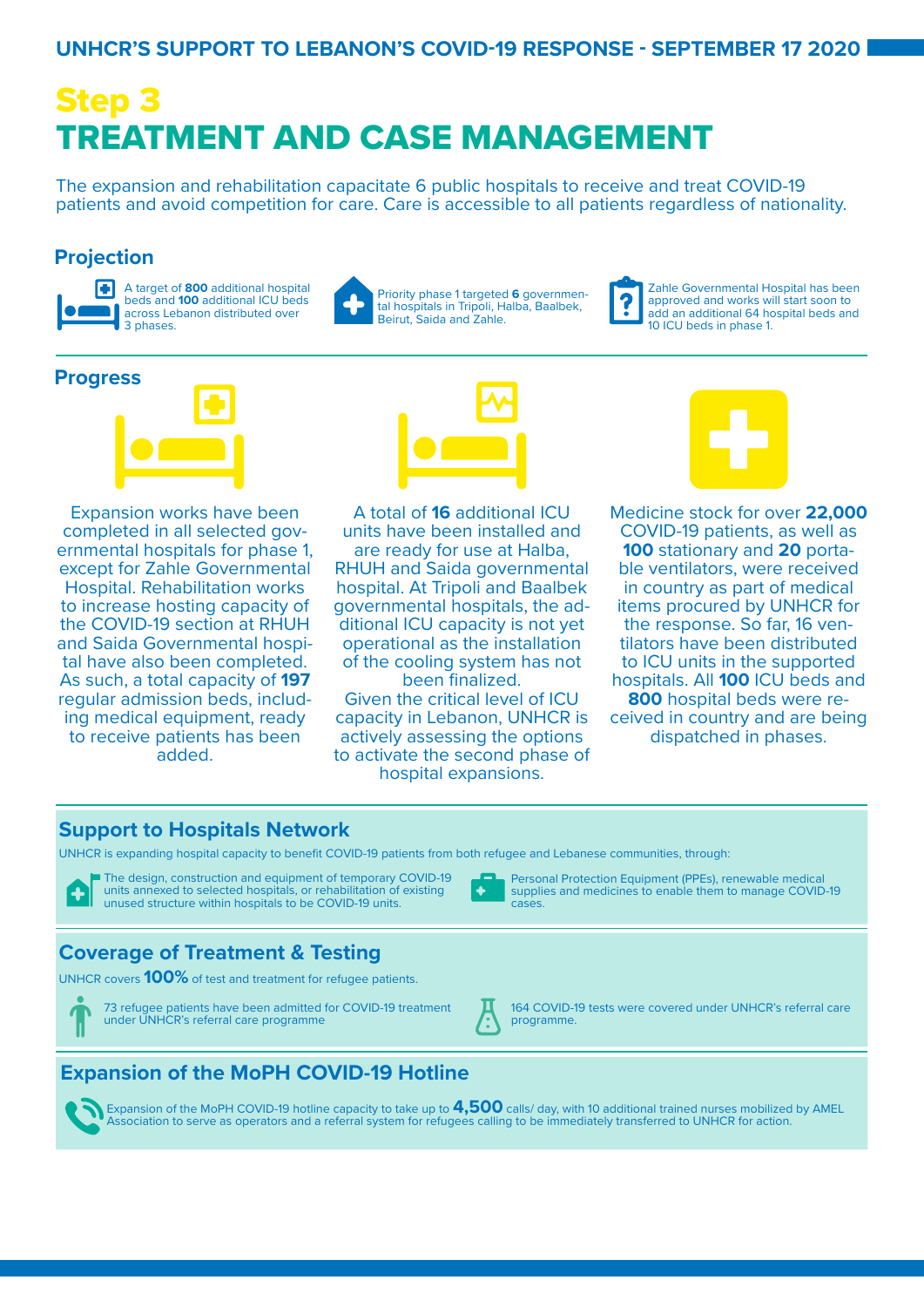# Step 3

# TREATMENT AND CASE MANAGEMENT

The expansion and rehabilitation capacitate 6 public hospitals to receive and treat COVID-19 patients and avoid competition for care. Care is accessible to all patients regardless of nationality.

## Projection

A target of **800** additional hospital beds and **100** additional ICU beds across Lebanon distributed over 3 phases.

Priority phase 1 targeted **6** governmental hospitals in Tripoli, Halba, Baalbek, Beirut, Saida and Zahle.

Zahle Governmental Hospital has been approved and works will start soon to add an additional 64 hospital beds and 10 ICU beds in phase 1.

## Progress

Expansion works have been completed in all selected governmental hospitals for phase 1, except for Zahle Governmental Hospital. Rehabilitation works to increase hosting capacity of the COVID-19 section at RHUH and Saida Governmental hospital have also been completed. As such, a total capacity of **197** regular admission beds, including medical equipment, ready to receive patients has been added.

A total of **16** additional ICU units have been installed and are ready for use at Halba, RHUH and Saida governmental hospital. At Tripoli and Baalbek governmental hospitals, the additional ICU capacity is not yet operational as the installation of the cooling system has not been finalized.
Given the critical level of ICU capacity in Lebanon, UNHCR is actively assessing the options to activate the second phase of hospital expansions.

Medicine stock for over **22,000** COVID-19 patients, as well as **100** stationary and **20** portable ventilators, were received in country as part of medical items procured by UNHCR for the response. So far, 16 ventilators have been distributed to ICU units in the supported hospitals. All **100** ICU beds and **800** hospital beds were received in country and are being dispatched in phases.

## Support to Hospitals Network

UNHCR is expanding hospital capacity to benefit COVID-19 patients from both refugee and Lebanese communities, through:

- The design, construction and equipment of temporary COVID-19 units annexed to selected hospitals, or rehabilitation of existing unused structure within hospitals to be COVID-19 units.
- Personal Protection Equipment (PPEs), renewable medical supplies and medicines to enable them to manage COVID-19 cases.

## Coverage of Treatment & Testing

UNHCR covers **100%** of test and treatment for refugee patients.

- 73 refugee patients have been admitted for COVID-19 treatment under UNHCR's referral care programme
- 164 COVID-19 tests were covered under UNHCR's referral care programme.

## Expansion of the MoPH COVID-19 Hotline

Expansion of the MoPH COVID-19 hotline capacity to take up to **4,500** calls/ day, with 10 additional trained nurses mobilized by AMEL Association to serve as operators and a referral system for refugees calling to be immediately transferred to UNHCR for action.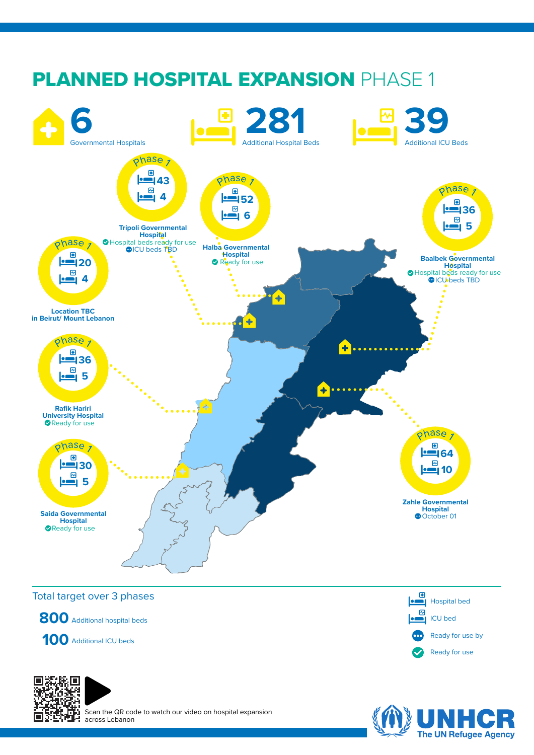# PLANNED HOSPITAL EXPANSION PHASE 1

**6** Governmental Hospitals

**281** Additional Hospital Beds

**39** Additional ICU Beds

Phase 1
43
4

Tripoli Governmental Hospital
Hospital beds ready for use
ICU beds TBD

Phase 1
52
6

Halba Governmental Hospital
Ready for use

Phase 1
36
5

Baalbek Governmental Hospital
Hospital beds ready for use
ICU beds TBD

Phase 1
20
4

Location TBC in Beirut/ Mount Lebanon

Phase 1
36
5

Rafik Hariri University Hospital
Ready for use

Phase 1
30
5

Saida Governmental Hospital
Ready for use

Phase 1
64
10

Zahle Governmental Hospital
October 01

Total target over 3 phases

**800** Additional hospital beds

**100** Additional ICU beds

Hospital bed

ICU bed

Ready for use by

Ready for use

Scan the QR code to watch our video on hospital expansion across Lebanon

UNHCR
The UN Refugee Agency